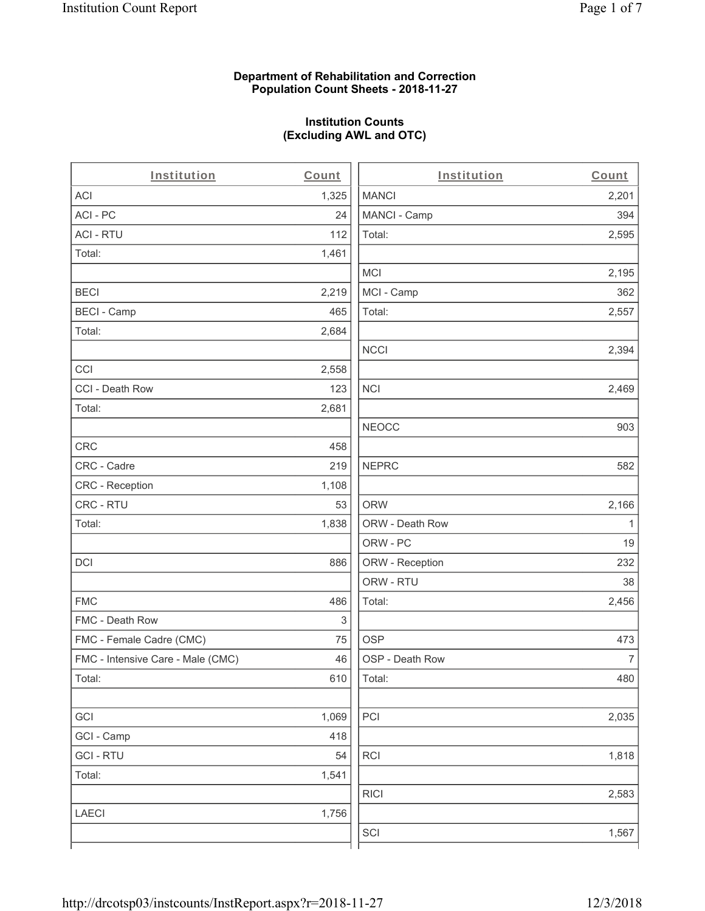**Department of Rehabilitation and Correction**
**Population Count Sheets - 2018-11-27**

**Institution Counts**
**(Excluding AWL and OTC)**

| Institution | Count | Institution | Count |
|---|---|---|---|
| ACI | 1,325 | MANCI | 2,201 |
| ACI - PC | 24 | MANCI - Camp | 394 |
| ACI - RTU | 112 | Total: | 2,595 |
| Total: | 1,461 | | |
| | | MCI | 2,195 |
| BECI | 2,219 | MCI - Camp | 362 |
| BECI - Camp | 465 | Total: | 2,557 |
| Total: | 2,684 | | |
| | | NCCI | 2,394 |
| CCI | 2,558 | | |
| CCI - Death Row | 123 | NCI | 2,469 |
| Total: | 2,681 | | |
| | | NEOCC | 903 |
| CRC | 458 | | |
| CRC - Cadre | 219 | NEPRC | 582 |
| CRC - Reception | 1,108 | | |
| CRC - RTU | 53 | ORW | 2,166 |
| Total: | 1,838 | ORW - Death Row | 1 |
| | | ORW - PC | 19 |
| DCI | 886 | ORW - Reception | 232 |
| | | ORW - RTU | 38 |
| FMC | 486 | Total: | 2,456 |
| FMC - Death Row | 3 | | |
| FMC - Female Cadre (CMC) | 75 | OSP | 473 |
| FMC - Intensive Care - Male (CMC) | 46 | OSP - Death Row | 7 |
| Total: | 610 | Total: | 480 |
| | | | |
| GCI | 1,069 | PCI | 2,035 |
| GCI - Camp | 418 | | |
| GCI - RTU | 54 | RCI | 1,818 |
| Total: | 1,541 | | |
| | | RICI | 2,583 |
| LAECI | 1,756 | | |
| | | SCI | 1,567 |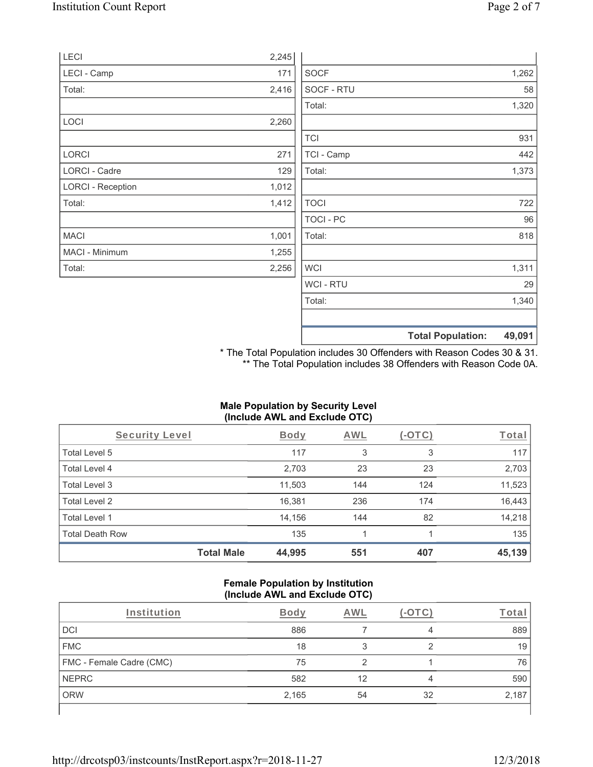| | |
|---|---|
| LECI | 2,245 |
| LECI - Camp | 171 |
| Total: | 2,416 |
| | |
| LOCI | 2,260 |
| | |
| LORCI | 271 |
| LORCI - Cadre | 129 |
| LORCI - Reception | 1,012 |
| Total: | 1,412 |
| | |
| MACI | 1,001 |
| MACI - Minimum | 1,255 |
| Total: | 2,256 |

| | |
|---|---|
| | |
| SOCF | 1,262 |
| SOCF - RTU | 58 |
| Total: | 1,320 |
| | |
| TCI | 931 |
| TCI - Camp | 442 |
| Total: | 1,373 |
| | |
| TOCI | 722 |
| TOCI - PC | 96 |
| Total: | 818 |
| | |
| WCI | 1,311 |
| WCI - RTU | 29 |
| Total: | 1,340 |
| | |
| **Total Population:** | **49,091** |

\* The Total Population includes 30 Offenders with Reason Codes 30 & 31.
\*\* The Total Population includes 38 Offenders with Reason Code 0A.

**Male Population by Security Level (Include AWL and Exclude OTC)**

| Security Level | Body | AWL | (-OTC) | Total |
|---|---|---|---|---|
| Total Level 5 | 117 | 3 | 3 | 117 |
| Total Level 4 | 2,703 | 23 | 23 | 2,703 |
| Total Level 3 | 11,503 | 144 | 124 | 11,523 |
| Total Level 2 | 16,381 | 236 | 174 | 16,443 |
| Total Level 1 | 14,156 | 144 | 82 | 14,218 |
| Total Death Row | 135 | 1 | 1 | 135 |
| **Total Male** | **44,995** | **551** | **407** | **45,139** |

**Female Population by Institution (Include AWL and Exclude OTC)**

| Institution | Body | AWL | (-OTC) | Total |
|---|---|---|---|---|
| DCI | 886 | 7 | 4 | 889 |
| FMC | 18 | 3 | 2 | 19 |
| FMC - Female Cadre (CMC) | 75 | 2 | 1 | 76 |
| NEPRC | 582 | 12 | 4 | 590 |
| ORW | 2,165 | 54 | 32 | 2,187 |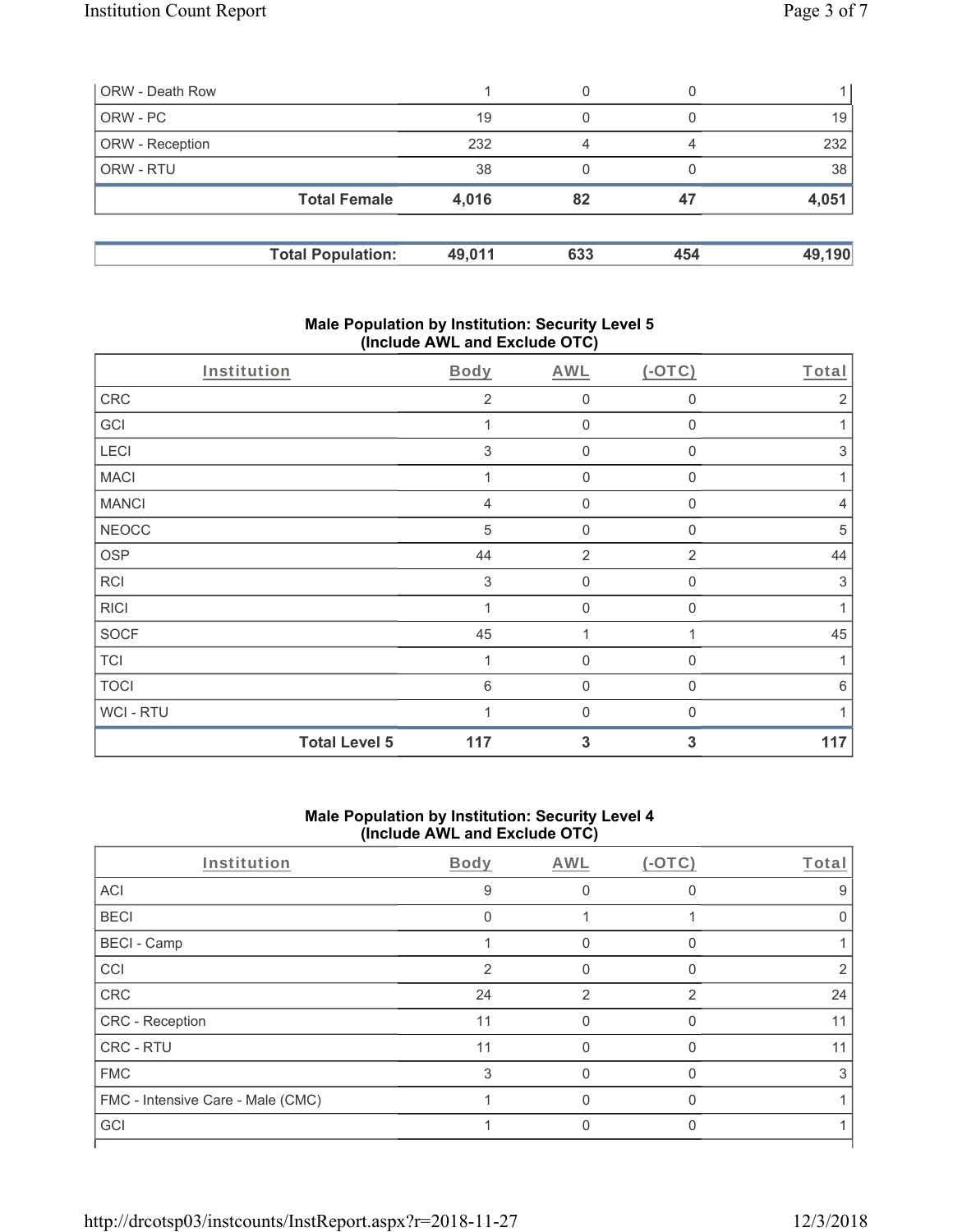| | | | | |
|---|---|---|---|---|
| ORW - Death Row | 1 | 0 | 0 | 1 |
| ORW - PC | 19 | 0 | 0 | 19 |
| ORW - Reception | 232 | 4 | 4 | 232 |
| ORW - RTU | 38 | 0 | 0 | 38 |
| **Total Female** | **4,016** | **82** | **47** | **4,051** |

| | | | | |
|---|---|---|---|---|
| **Total Population:** | **49,011** | **633** | **454** | **49,190** |

## Male Population by Institution: Security Level 5 (Include AWL and Exclude OTC)

| Institution | Body | AWL | (-OTC) | Total |
|---|---|---|---|---|
| CRC | 2 | 0 | 0 | 2 |
| GCI | 1 | 0 | 0 | 1 |
| LECI | 3 | 0 | 0 | 3 |
| MACI | 1 | 0 | 0 | 1 |
| MANCI | 4 | 0 | 0 | 4 |
| NEOCC | 5 | 0 | 0 | 5 |
| OSP | 44 | 2 | 2 | 44 |
| RCI | 3 | 0 | 0 | 3 |
| RICI | 1 | 0 | 0 | 1 |
| SOCF | 45 | 1 | 1 | 45 |
| TCI | 1 | 0 | 0 | 1 |
| TOCI | 6 | 0 | 0 | 6 |
| WCI - RTU | 1 | 0 | 0 | 1 |
| **Total Level 5** | **117** | **3** | **3** | **117** |

## Male Population by Institution: Security Level 4 (Include AWL and Exclude OTC)

| Institution | Body | AWL | (-OTC) | Total |
|---|---|---|---|---|
| ACI | 9 | 0 | 0 | 9 |
| BECI | 0 | 1 | 1 | 0 |
| BECI - Camp | 1 | 0 | 0 | 1 |
| CCI | 2 | 0 | 0 | 2 |
| CRC | 24 | 2 | 2 | 24 |
| CRC - Reception | 11 | 0 | 0 | 11 |
| CRC - RTU | 11 | 0 | 0 | 11 |
| FMC | 3 | 0 | 0 | 3 |
| FMC - Intensive Care - Male (CMC) | 1 | 0 | 0 | 1 |
| GCI | 1 | 0 | 0 | 1 |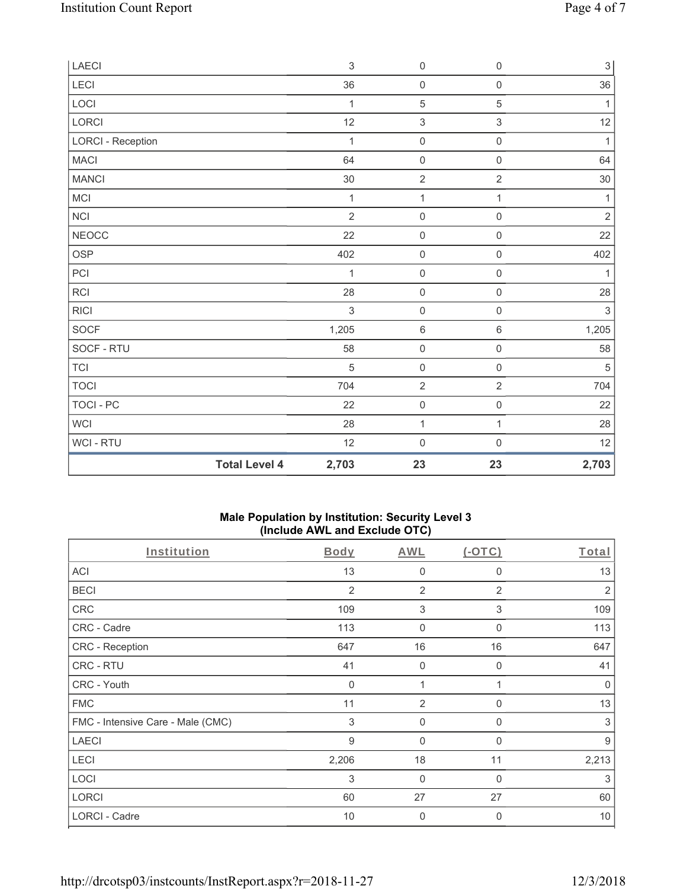| | Body | AWL | (-OTC) | Total |
|---|---|---|---|---|
| LAECI | 3 | 0 | 0 | 3 |
| LECI | 36 | 0 | 0 | 36 |
| LOCI | 1 | 5 | 5 | 1 |
| LORCI | 12 | 3 | 3 | 12 |
| LORCI - Reception | 1 | 0 | 0 | 1 |
| MACI | 64 | 0 | 0 | 64 |
| MANCI | 30 | 2 | 2 | 30 |
| MCI | 1 | 1 | 1 | 1 |
| NCI | 2 | 0 | 0 | 2 |
| NEOCC | 22 | 0 | 0 | 22 |
| OSP | 402 | 0 | 0 | 402 |
| PCI | 1 | 0 | 0 | 1 |
| RCI | 28 | 0 | 0 | 28 |
| RICI | 3 | 0 | 0 | 3 |
| SOCF | 1,205 | 6 | 6 | 1,205 |
| SOCF - RTU | 58 | 0 | 0 | 58 |
| TCI | 5 | 0 | 0 | 5 |
| TOCI | 704 | 2 | 2 | 704 |
| TOCI - PC | 22 | 0 | 0 | 22 |
| WCI | 28 | 1 | 1 | 28 |
| WCI - RTU | 12 | 0 | 0 | 12 |
| **Total Level 4** | **2,703** | **23** | **23** | **2,703** |

### Male Population by Institution: Security Level 3 (Include AWL and Exclude OTC)

| Institution | Body | AWL | (-OTC) | Total |
|---|---|---|---|---|
| ACI | 13 | 0 | 0 | 13 |
| BECI | 2 | 2 | 2 | 2 |
| CRC | 109 | 3 | 3 | 109 |
| CRC - Cadre | 113 | 0 | 0 | 113 |
| CRC - Reception | 647 | 16 | 16 | 647 |
| CRC - RTU | 41 | 0 | 0 | 41 |
| CRC - Youth | 0 | 1 | 1 | 0 |
| FMC | 11 | 2 | 0 | 13 |
| FMC - Intensive Care - Male (CMC) | 3 | 0 | 0 | 3 |
| LAECI | 9 | 0 | 0 | 9 |
| LECI | 2,206 | 18 | 11 | 2,213 |
| LOCI | 3 | 0 | 0 | 3 |
| LORCI | 60 | 27 | 27 | 60 |
| LORCI - Cadre | 10 | 0 | 0 | 10 |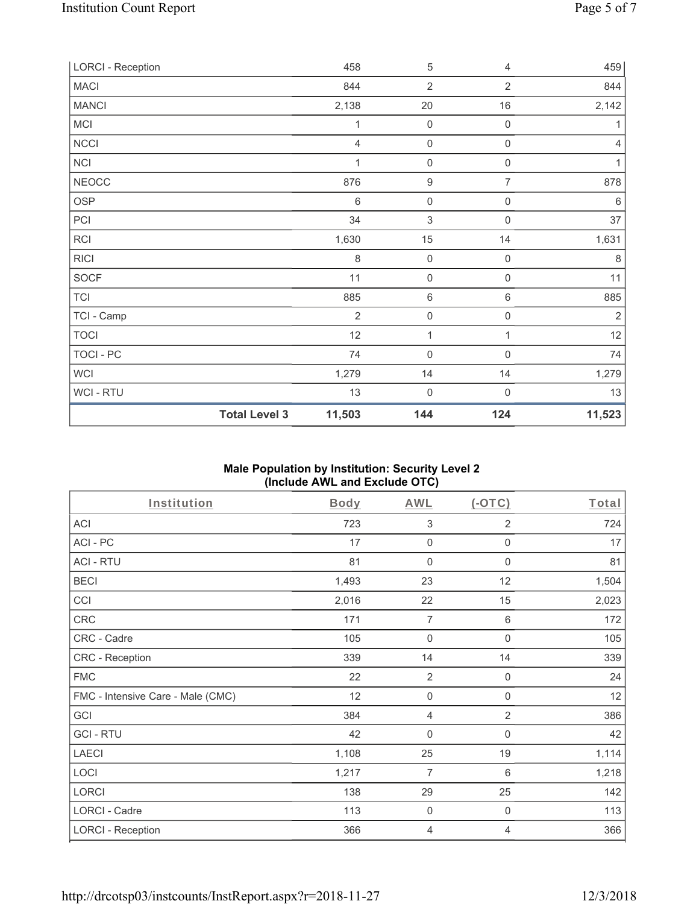| LORCI - Reception | | 458 | 5 | 4 | 459 |
|---|---|---|---|---|---|
| MACI | | 844 | 2 | 2 | 844 |
| MANCI | | 2,138 | 20 | 16 | 2,142 |
| MCI | | 1 | 0 | 0 | 1 |
| NCCI | | 4 | 0 | 0 | 4 |
| NCI | | 1 | 0 | 0 | 1 |
| NEOCC | | 876 | 9 | 7 | 878 |
| OSP | | 6 | 0 | 0 | 6 |
| PCI | | 34 | 3 | 0 | 37 |
| RCI | | 1,630 | 15 | 14 | 1,631 |
| RICI | | 8 | 0 | 0 | 8 |
| SOCF | | 11 | 0 | 0 | 11 |
| TCI | | 885 | 6 | 6 | 885 |
| TCI - Camp | | 2 | 0 | 0 | 2 |
| TOCI | | 12 | 1 | 1 | 12 |
| TOCI - PC | | 74 | 0 | 0 | 74 |
| WCI | | 1,279 | 14 | 14 | 1,279 |
| WCI - RTU | | 13 | 0 | 0 | 13 |
| | **Total Level 3** | **11,503** | **144** | **124** | **11,523** |

**Male Population by Institution: Security Level 2 (Include AWL and Exclude OTC)**

| Institution | Body | AWL | (-OTC) | Total |
|---|---|---|---|---|
| ACI | 723 | 3 | 2 | 724 |
| ACI - PC | 17 | 0 | 0 | 17 |
| ACI - RTU | 81 | 0 | 0 | 81 |
| BECI | 1,493 | 23 | 12 | 1,504 |
| CCI | 2,016 | 22 | 15 | 2,023 |
| CRC | 171 | 7 | 6 | 172 |
| CRC - Cadre | 105 | 0 | 0 | 105 |
| CRC - Reception | 339 | 14 | 14 | 339 |
| FMC | 22 | 2 | 0 | 24 |
| FMC - Intensive Care - Male (CMC) | 12 | 0 | 0 | 12 |
| GCI | 384 | 4 | 2 | 386 |
| GCI - RTU | 42 | 0 | 0 | 42 |
| LAECI | 1,108 | 25 | 19 | 1,114 |
| LOCI | 1,217 | 7 | 6 | 1,218 |
| LORCI | 138 | 29 | 25 | 142 |
| LORCI - Cadre | 113 | 0 | 0 | 113 |
| LORCI - Reception | 366 | 4 | 4 | 366 |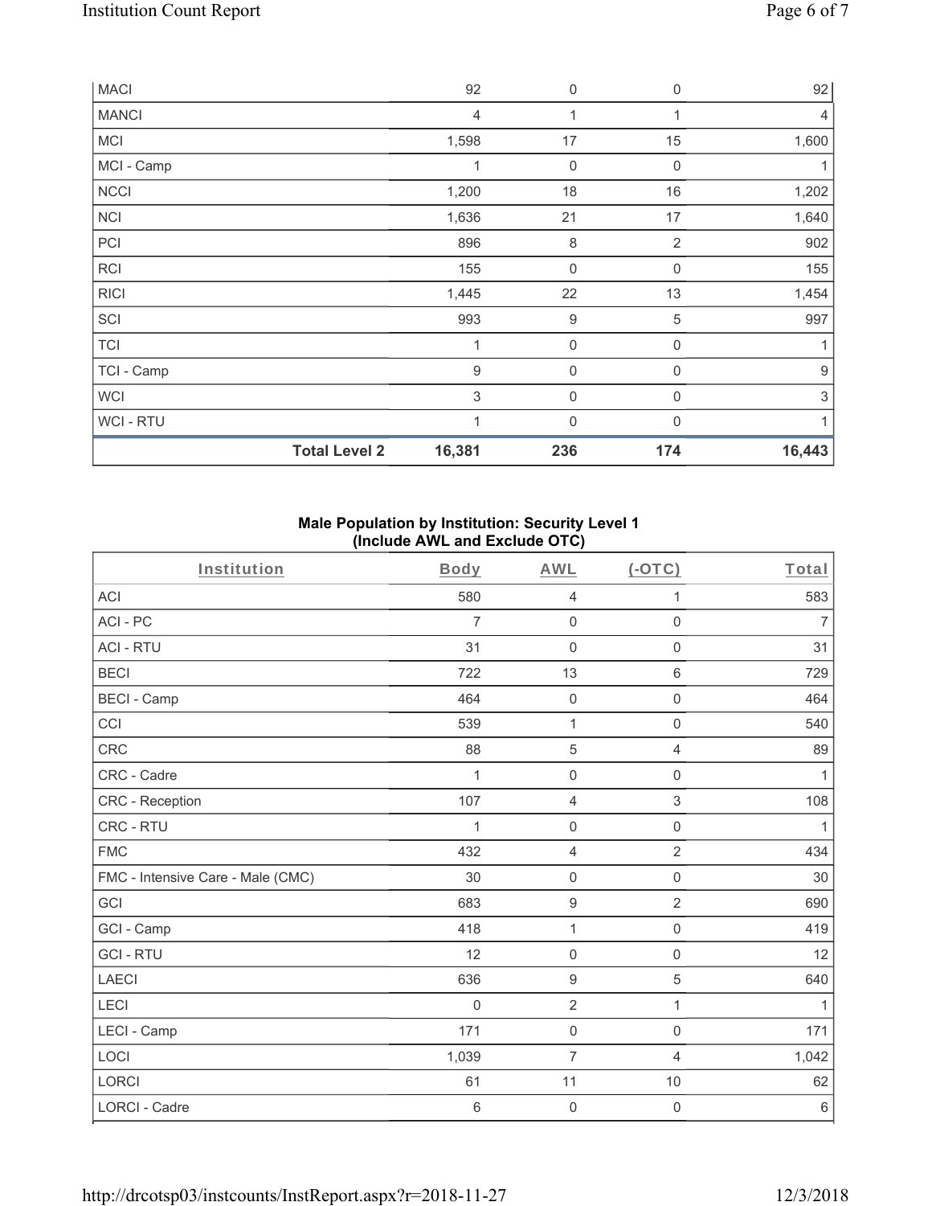| MACI | | 92 | 0 | 0 | 92 |
|---|---|---|---|---|---|
| MANCI | | 4 | 1 | 1 | 4 |
| MCI | | 1,598 | 17 | 15 | 1,600 |
| MCI - Camp | | 1 | 0 | 0 | 1 |
| NCCI | | 1,200 | 18 | 16 | 1,202 |
| NCI | | 1,636 | 21 | 17 | 1,640 |
| PCI | | 896 | 8 | 2 | 902 |
| RCI | | 155 | 0 | 0 | 155 |
| RICI | | 1,445 | 22 | 13 | 1,454 |
| SCI | | 993 | 9 | 5 | 997 |
| TCI | | 1 | 0 | 0 | 1 |
| TCI - Camp | | 9 | 0 | 0 | 9 |
| WCI | | 3 | 0 | 0 | 3 |
| WCI - RTU | | 1 | 0 | 0 | 1 |
| | **Total Level 2** | **16,381** | **236** | **174** | **16,443** |

**Male Population by Institution: Security Level 1**
**(Include AWL and Exclude OTC)**

| Institution | Body | AWL | (-OTC) | Total |
|---|---|---|---|---|
| ACI | 580 | 4 | 1 | 583 |
| ACI - PC | 7 | 0 | 0 | 7 |
| ACI - RTU | 31 | 0 | 0 | 31 |
| BECI | 722 | 13 | 6 | 729 |
| BECI - Camp | 464 | 0 | 0 | 464 |
| CCI | 539 | 1 | 0 | 540 |
| CRC | 88 | 5 | 4 | 89 |
| CRC - Cadre | 1 | 0 | 0 | 1 |
| CRC - Reception | 107 | 4 | 3 | 108 |
| CRC - RTU | 1 | 0 | 0 | 1 |
| FMC | 432 | 4 | 2 | 434 |
| FMC - Intensive Care - Male (CMC) | 30 | 0 | 0 | 30 |
| GCI | 683 | 9 | 2 | 690 |
| GCI - Camp | 418 | 1 | 0 | 419 |
| GCI - RTU | 12 | 0 | 0 | 12 |
| LAECI | 636 | 9 | 5 | 640 |
| LECI | 0 | 2 | 1 | 1 |
| LECI - Camp | 171 | 0 | 0 | 171 |
| LOCI | 1,039 | 7 | 4 | 1,042 |
| LORCI | 61 | 11 | 10 | 62 |
| LORCI - Cadre | 6 | 0 | 0 | 6 |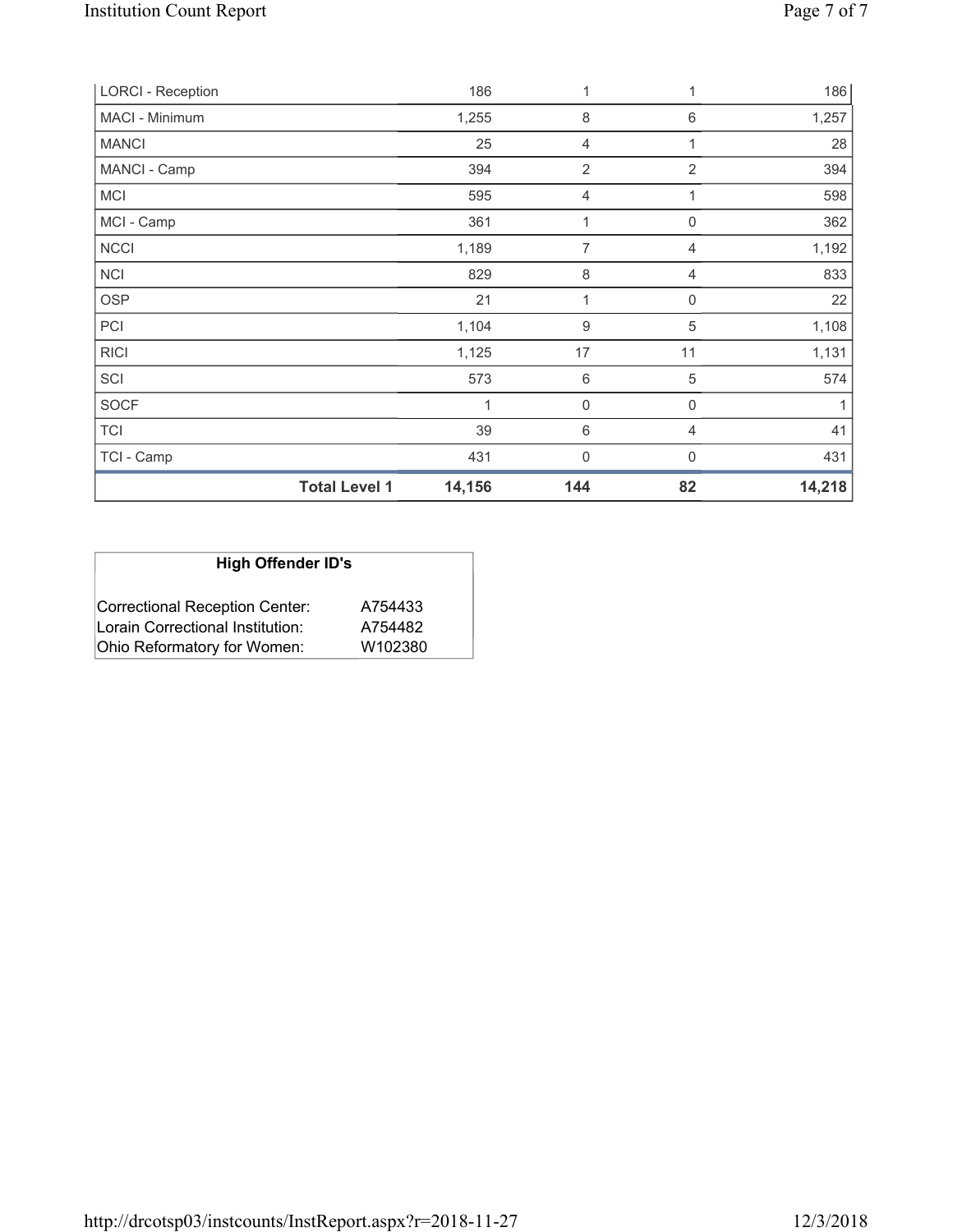| | | | | |
|---|---|---|---|---|
| LORCI - Reception | 186 | 1 | 1 | 186 |
| MACI - Minimum | 1,255 | 8 | 6 | 1,257 |
| MANCI | 25 | 4 | 1 | 28 |
| MANCI - Camp | 394 | 2 | 2 | 394 |
| MCI | 595 | 4 | 1 | 598 |
| MCI - Camp | 361 | 1 | 0 | 362 |
| NCCI | 1,189 | 7 | 4 | 1,192 |
| NCI | 829 | 8 | 4 | 833 |
| OSP | 21 | 1 | 0 | 22 |
| PCI | 1,104 | 9 | 5 | 1,108 |
| RICI | 1,125 | 17 | 11 | 1,131 |
| SCI | 573 | 6 | 5 | 574 |
| SOCF | 1 | 0 | 0 | 1 |
| TCI | 39 | 6 | 4 | 41 |
| TCI - Camp | 431 | 0 | 0 | 431 |
| **Total Level 1** | **14,156** | **144** | **82** | **14,218** |

| High Offender ID's | |
|---|---|
| Correctional Reception Center: | A754433 |
| Lorain Correctional Institution: | A754482 |
| Ohio Reformatory for Women: | W102380 |